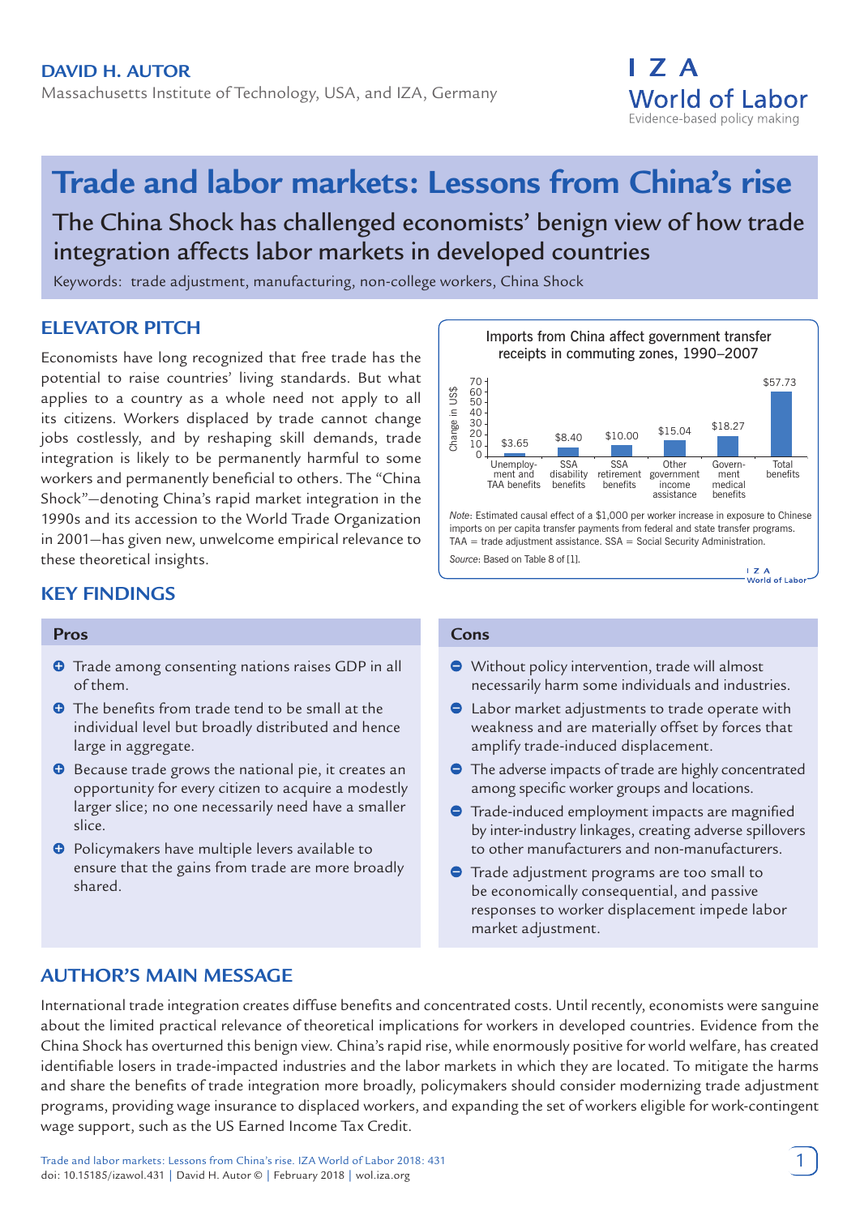**DAVID H. AUTOR**
Massachusetts Institute of Technology, USA, and IZA, Germany

# Trade and labor markets: Lessons from China's rise

## The China Shock has challenged economists' benign view of how trade integration affects labor markets in developed countries

Keywords: trade adjustment, manufacturing, non-college workers, China Shock

## ELEVATOR PITCH

Economists have long recognized that free trade has the potential to raise countries' living standards. But what applies to a country as a whole need not apply to all its citizens. Workers displaced by trade cannot change jobs costlessly, and by reshaping skill demands, trade integration is likely to be permanently harmful to some workers and permanently beneficial to others. The "China Shock"—denoting China's rapid market integration in the 1990s and its accession to the World Trade Organization in 2001—has given new, unwelcome empirical relevance to these theoretical insights.

**Imports from China affect government transfer receipts in commuting zones, 1990–2007**

| Category | Change in US$ |
|---|---|
| Unemployment and TAA benefits | $3.65 |
| SSA disability benefits | $8.40 |
| SSA retirement benefits | $10.00 |
| Other government income assistance | $15.04 |
| Government medical benefits | $18.27 |
| Total benefits | $57.73 |

*Note*: Estimated causal effect of a $1,000 per worker increase in exposure to Chinese imports on per capita transfer payments from federal and state transfer programs. TAA = trade adjustment assistance. SSA = Social Security Administration.

*Source*: Based on Table 8 of [1].

## KEY FINDINGS

### Pros

- Trade among consenting nations raises GDP in all of them.
- The benefits from trade tend to be small at the individual level but broadly distributed and hence large in aggregate.
- Because trade grows the national pie, it creates an opportunity for every citizen to acquire a modestly larger slice; no one necessarily need have a smaller slice.
- Policymakers have multiple levers available to ensure that the gains from trade are more broadly shared.

### Cons

- Without policy intervention, trade will almost necessarily harm some individuals and industries.
- Labor market adjustments to trade operate with weakness and are materially offset by forces that amplify trade-induced displacement.
- The adverse impacts of trade are highly concentrated among specific worker groups and locations.
- Trade-induced employment impacts are magnified by inter-industry linkages, creating adverse spillovers to other manufacturers and non-manufacturers.
- Trade adjustment programs are too small to be economically consequential, and passive responses to worker displacement impede labor market adjustment.

## AUTHOR'S MAIN MESSAGE

International trade integration creates diffuse benefits and concentrated costs. Until recently, economists were sanguine about the limited practical relevance of theoretical implications for workers in developed countries. Evidence from the China Shock has overturned this benign view. China's rapid rise, while enormously positive for world welfare, has created identifiable losers in trade-impacted industries and the labor markets in which they are located. To mitigate the harms and share the benefits of trade integration more broadly, policymakers should consider modernizing trade adjustment programs, providing wage insurance to displaced workers, and expanding the set of workers eligible for work-contingent wage support, such as the US Earned Income Tax Credit.

Trade and labor markets: Lessons from China's rise. IZA World of Labor 2018: 431
doi: 10.15185/izawol.431 | David H. Autor © | February 2018 | wol.iza.org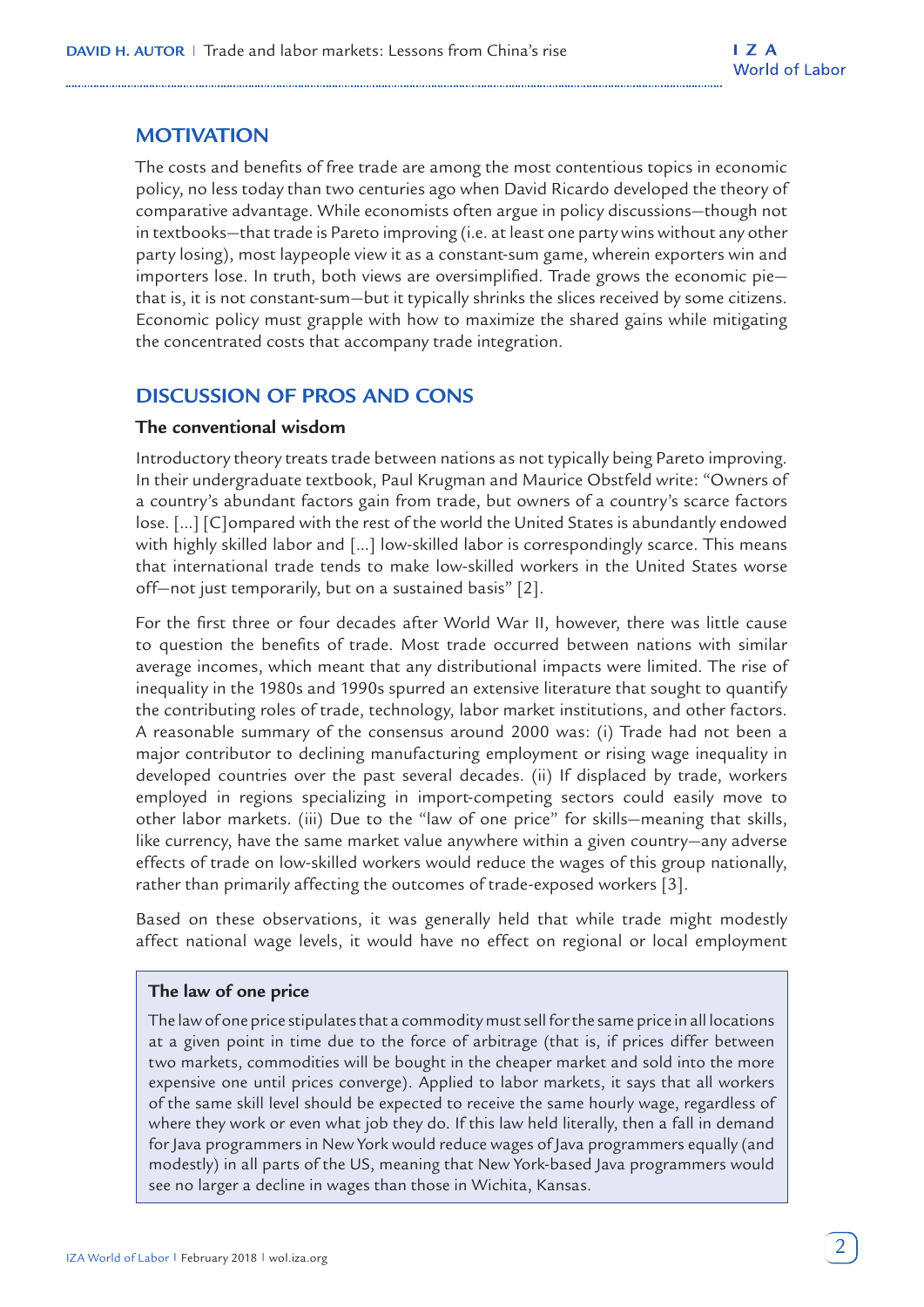## MOTIVATION

The costs and benefits of free trade are among the most contentious topics in economic policy, no less today than two centuries ago when David Ricardo developed the theory of comparative advantage. While economists often argue in policy discussions—though not in textbooks—that trade is Pareto improving (i.e. at least one party wins without any other party losing), most laypeople view it as a constant-sum game, wherein exporters win and importers lose. In truth, both views are oversimplified. Trade grows the economic pie—that is, it is not constant-sum—but it typically shrinks the slices received by some citizens. Economic policy must grapple with how to maximize the shared gains while mitigating the concentrated costs that accompany trade integration.

## DISCUSSION OF PROS AND CONS

### The conventional wisdom

Introductory theory treats trade between nations as not typically being Pareto improving. In their undergraduate textbook, Paul Krugman and Maurice Obstfeld write: "Owners of a country's abundant factors gain from trade, but owners of a country's scarce factors lose. [...] [C]ompared with the rest of the world the United States is abundantly endowed with highly skilled labor and [...] low-skilled labor is correspondingly scarce. This means that international trade tends to make low-skilled workers in the United States worse off—not just temporarily, but on a sustained basis" [2].

For the first three or four decades after World War II, however, there was little cause to question the benefits of trade. Most trade occurred between nations with similar average incomes, which meant that any distributional impacts were limited. The rise of inequality in the 1980s and 1990s spurred an extensive literature that sought to quantify the contributing roles of trade, technology, labor market institutions, and other factors. A reasonable summary of the consensus around 2000 was: (i) Trade had not been a major contributor to declining manufacturing employment or rising wage inequality in developed countries over the past several decades. (ii) If displaced by trade, workers employed in regions specializing in import-competing sectors could easily move to other labor markets. (iii) Due to the "law of one price" for skills—meaning that skills, like currency, have the same market value anywhere within a given country—any adverse effects of trade on low-skilled workers would reduce the wages of this group nationally, rather than primarily affecting the outcomes of trade-exposed workers [3].

Based on these observations, it was generally held that while trade might modestly affect national wage levels, it would have no effect on regional or local employment

> **The law of one price**
>
> The law of one price stipulates that a commodity must sell for the same price in all locations at a given point in time due to the force of arbitrage (that is, if prices differ between two markets, commodities will be bought in the cheaper market and sold into the more expensive one until prices converge). Applied to labor markets, it says that all workers of the same skill level should be expected to receive the same hourly wage, regardless of where they work or even what job they do. If this law held literally, then a fall in demand for Java programmers in New York would reduce wages of Java programmers equally (and modestly) in all parts of the US, meaning that New York-based Java programmers would see no larger a decline in wages than those in Wichita, Kansas.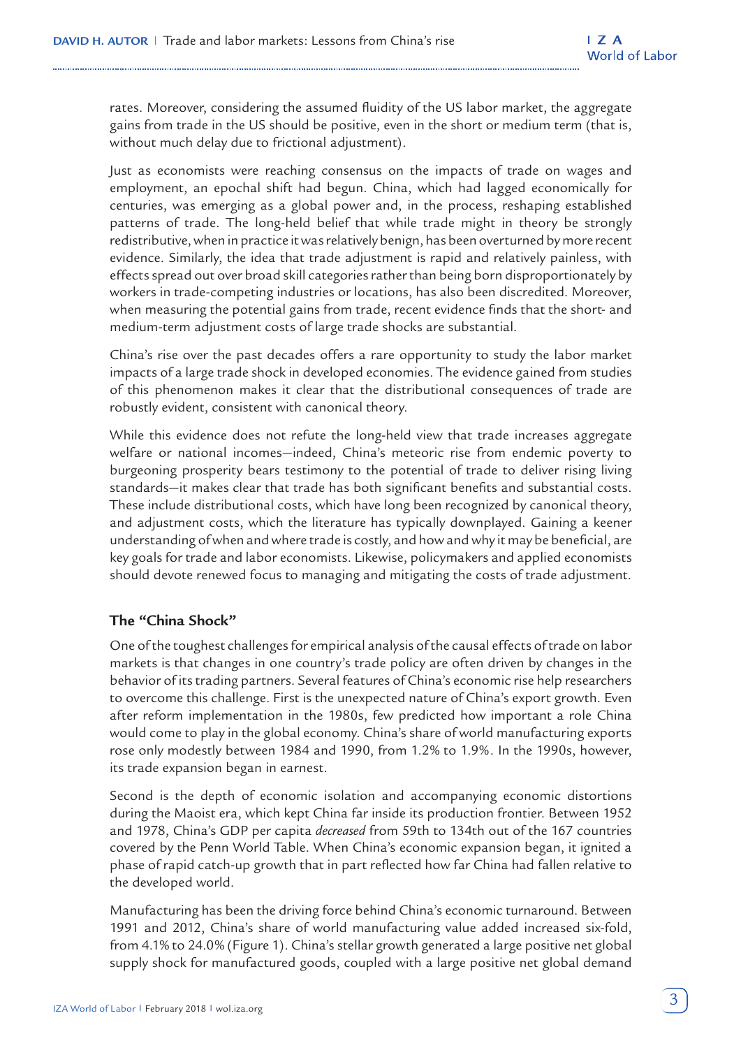rates. Moreover, considering the assumed fluidity of the US labor market, the aggregate gains from trade in the US should be positive, even in the short or medium term (that is, without much delay due to frictional adjustment).

Just as economists were reaching consensus on the impacts of trade on wages and employment, an epochal shift had begun. China, which had lagged economically for centuries, was emerging as a global power and, in the process, reshaping established patterns of trade. The long-held belief that while trade might in theory be strongly redistributive, when in practice it was relatively benign, has been overturned by more recent evidence. Similarly, the idea that trade adjustment is rapid and relatively painless, with effects spread out over broad skill categories rather than being born disproportionately by workers in trade-competing industries or locations, has also been discredited. Moreover, when measuring the potential gains from trade, recent evidence finds that the short- and medium-term adjustment costs of large trade shocks are substantial.

China's rise over the past decades offers a rare opportunity to study the labor market impacts of a large trade shock in developed economies. The evidence gained from studies of this phenomenon makes it clear that the distributional consequences of trade are robustly evident, consistent with canonical theory.

While this evidence does not refute the long-held view that trade increases aggregate welfare or national incomes—indeed, China's meteoric rise from endemic poverty to burgeoning prosperity bears testimony to the potential of trade to deliver rising living standards—it makes clear that trade has both significant benefits and substantial costs. These include distributional costs, which have long been recognized by canonical theory, and adjustment costs, which the literature has typically downplayed. Gaining a keener understanding of when and where trade is costly, and how and why it may be beneficial, are key goals for trade and labor economists. Likewise, policymakers and applied economists should devote renewed focus to managing and mitigating the costs of trade adjustment.

## The "China Shock"

One of the toughest challenges for empirical analysis of the causal effects of trade on labor markets is that changes in one country's trade policy are often driven by changes in the behavior of its trading partners. Several features of China's economic rise help researchers to overcome this challenge. First is the unexpected nature of China's export growth. Even after reform implementation in the 1980s, few predicted how important a role China would come to play in the global economy. China's share of world manufacturing exports rose only modestly between 1984 and 1990, from 1.2% to 1.9%. In the 1990s, however, its trade expansion began in earnest.

Second is the depth of economic isolation and accompanying economic distortions during the Maoist era, which kept China far inside its production frontier. Between 1952 and 1978, China's GDP per capita *decreased* from 59th to 134th out of the 167 countries covered by the Penn World Table. When China's economic expansion began, it ignited a phase of rapid catch-up growth that in part reflected how far China had fallen relative to the developed world.

Manufacturing has been the driving force behind China's economic turnaround. Between 1991 and 2012, China's share of world manufacturing value added increased six-fold, from 4.1% to 24.0% (Figure 1). China's stellar growth generated a large positive net global supply shock for manufactured goods, coupled with a large positive net global demand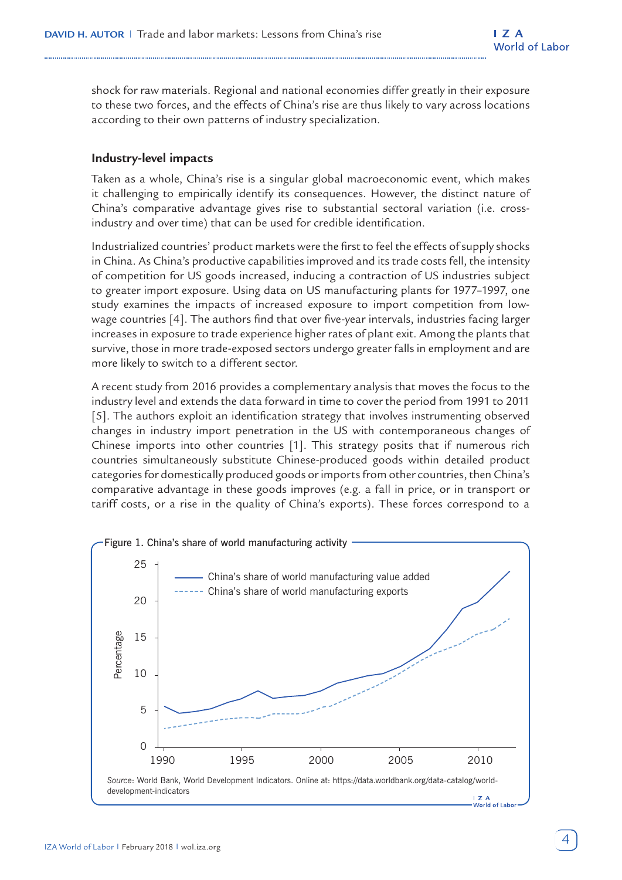shock for raw materials. Regional and national economies differ greatly in their exposure to these two forces, and the effects of China's rise are thus likely to vary across locations according to their own patterns of industry specialization.

### Industry-level impacts

Taken as a whole, China's rise is a singular global macroeconomic event, which makes it challenging to empirically identify its consequences. However, the distinct nature of China's comparative advantage gives rise to substantial sectoral variation (i.e. cross-industry and over time) that can be used for credible identification.

Industrialized countries' product markets were the first to feel the effects of supply shocks in China. As China's productive capabilities improved and its trade costs fell, the intensity of competition for US goods increased, inducing a contraction of US industries subject to greater import exposure. Using data on US manufacturing plants for 1977–1997, one study examines the impacts of increased exposure to import competition from low-wage countries [4]. The authors find that over five-year intervals, industries facing larger increases in exposure to trade experience higher rates of plant exit. Among the plants that survive, those in more trade-exposed sectors undergo greater falls in employment and are more likely to switch to a different sector.

A recent study from 2016 provides a complementary analysis that moves the focus to the industry level and extends the data forward in time to cover the period from 1991 to 2011 [5]. The authors exploit an identification strategy that involves instrumenting observed changes in industry import penetration in the US with contemporaneous changes of Chinese imports into other countries [1]. This strategy posits that if numerous rich countries simultaneously substitute Chinese-produced goods within detailed product categories for domestically produced goods or imports from other countries, then China's comparative advantage in these goods improves (e.g. a fall in price, or in transport or tariff costs, or a rise in the quality of China's exports). These forces correspond to a

Figure 1. China's share of world manufacturing activity

Source: World Bank, World Development Indicators. Online at: https://data.worldbank.org/data-catalog/world-development-indicators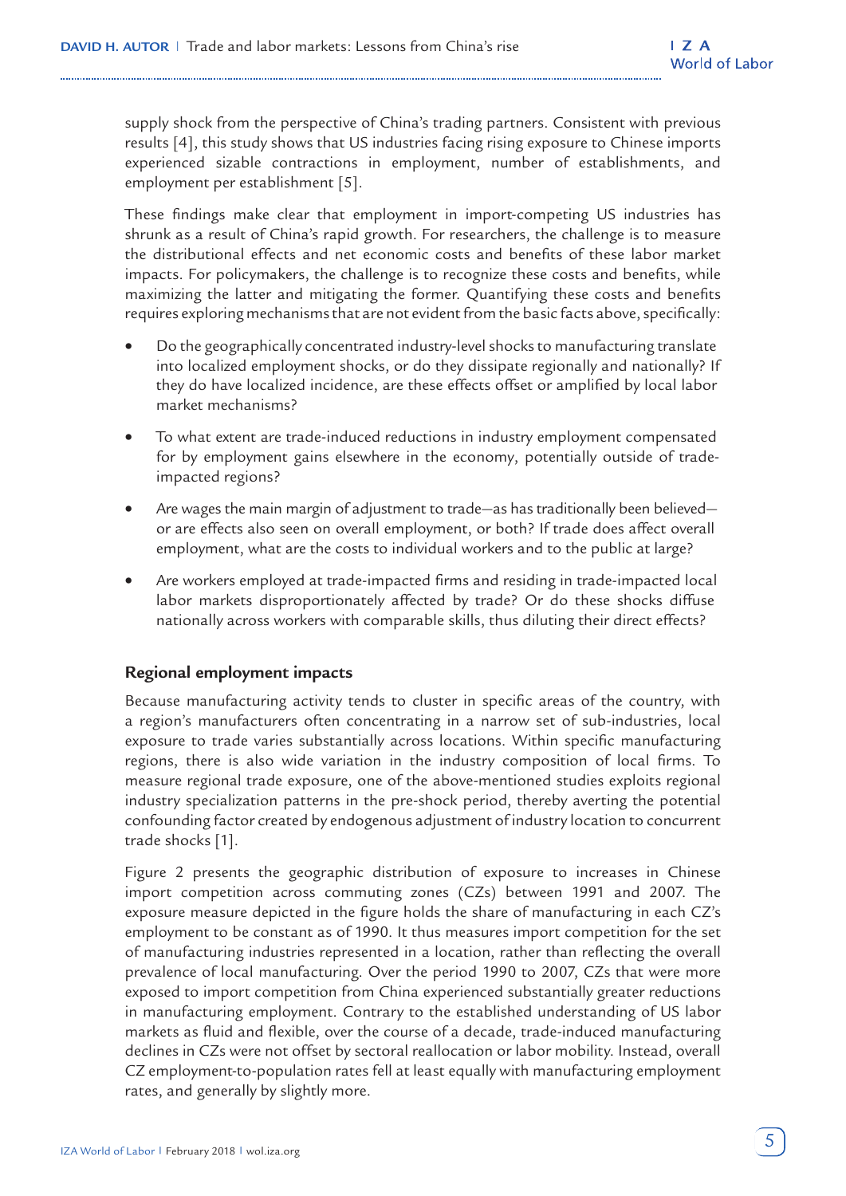supply shock from the perspective of China's trading partners. Consistent with previous results [4], this study shows that US industries facing rising exposure to Chinese imports experienced sizable contractions in employment, number of establishments, and employment per establishment [5].

These findings make clear that employment in import-competing US industries has shrunk as a result of China's rapid growth. For researchers, the challenge is to measure the distributional effects and net economic costs and benefits of these labor market impacts. For policymakers, the challenge is to recognize these costs and benefits, while maximizing the latter and mitigating the former. Quantifying these costs and benefits requires exploring mechanisms that are not evident from the basic facts above, specifically:

- Do the geographically concentrated industry-level shocks to manufacturing translate into localized employment shocks, or do they dissipate regionally and nationally? If they do have localized incidence, are these effects offset or amplified by local labor market mechanisms?
- To what extent are trade-induced reductions in industry employment compensated for by employment gains elsewhere in the economy, potentially outside of trade-impacted regions?
- Are wages the main margin of adjustment to trade—as has traditionally been believed—or are effects also seen on overall employment, or both? If trade does affect overall employment, what are the costs to individual workers and to the public at large?
- Are workers employed at trade-impacted firms and residing in trade-impacted local labor markets disproportionately affected by trade? Or do these shocks diffuse nationally across workers with comparable skills, thus diluting their direct effects?

## Regional employment impacts

Because manufacturing activity tends to cluster in specific areas of the country, with a region's manufacturers often concentrating in a narrow set of sub-industries, local exposure to trade varies substantially across locations. Within specific manufacturing regions, there is also wide variation in the industry composition of local firms. To measure regional trade exposure, one of the above-mentioned studies exploits regional industry specialization patterns in the pre-shock period, thereby averting the potential confounding factor created by endogenous adjustment of industry location to concurrent trade shocks [1].

Figure 2 presents the geographic distribution of exposure to increases in Chinese import competition across commuting zones (CZs) between 1991 and 2007. The exposure measure depicted in the figure holds the share of manufacturing in each CZ's employment to be constant as of 1990. It thus measures import competition for the set of manufacturing industries represented in a location, rather than reflecting the overall prevalence of local manufacturing. Over the period 1990 to 2007, CZs that were more exposed to import competition from China experienced substantially greater reductions in manufacturing employment. Contrary to the established understanding of US labor markets as fluid and flexible, over the course of a decade, trade-induced manufacturing declines in CZs were not offset by sectoral reallocation or labor mobility. Instead, overall CZ employment-to-population rates fell at least equally with manufacturing employment rates, and generally by slightly more.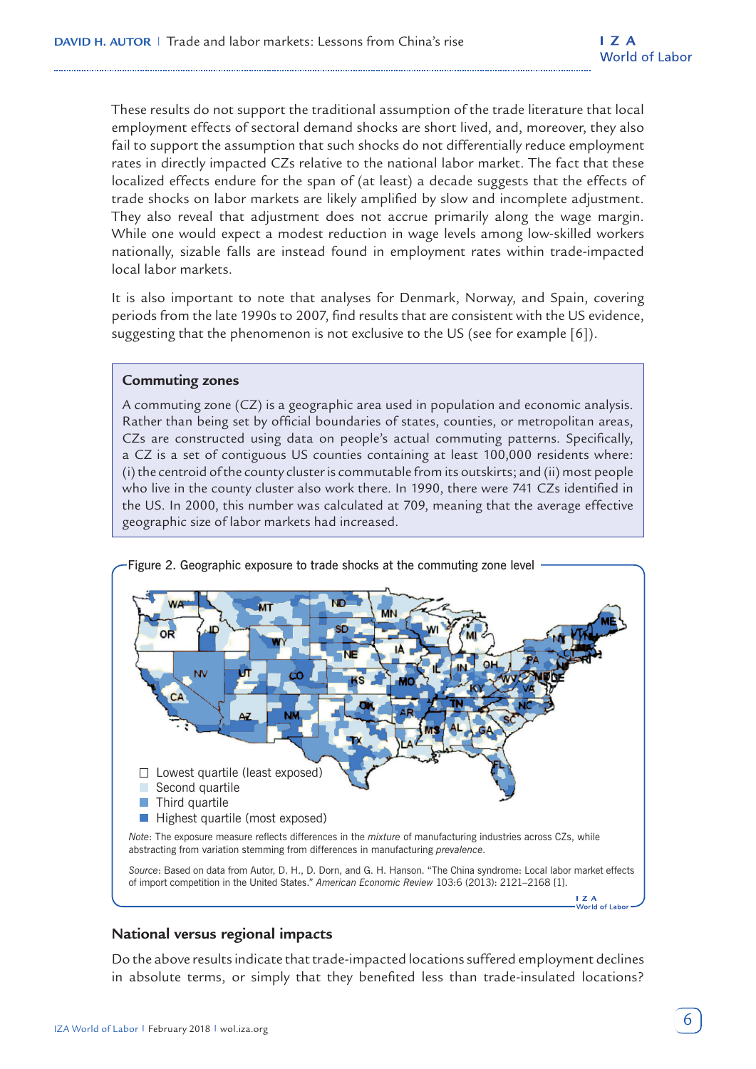These results do not support the traditional assumption of the trade literature that local employment effects of sectoral demand shocks are short lived, and, moreover, they also fail to support the assumption that such shocks do not differentially reduce employment rates in directly impacted CZs relative to the national labor market. The fact that these localized effects endure for the span of (at least) a decade suggests that the effects of trade shocks on labor markets are likely amplified by slow and incomplete adjustment. They also reveal that adjustment does not accrue primarily along the wage margin. While one would expect a modest reduction in wage levels among low-skilled workers nationally, sizable falls are instead found in employment rates within trade-impacted local labor markets.

It is also important to note that analyses for Denmark, Norway, and Spain, covering periods from the late 1990s to 2007, find results that are consistent with the US evidence, suggesting that the phenomenon is not exclusive to the US (see for example [6]).

> **Commuting zones**
>
> A commuting zone (CZ) is a geographic area used in population and economic analysis. Rather than being set by official boundaries of states, counties, or metropolitan areas, CZs are constructed using data on people's actual commuting patterns. Specifically, a CZ is a set of contiguous US counties containing at least 100,000 residents where: (i) the centroid of the county cluster is commutable from its outskirts; and (ii) most people who live in the county cluster also work there. In 1990, there were 741 CZs identified in the US. In 2000, this number was calculated at 709, meaning that the average effective geographic size of labor markets had increased.

Figure 2. Geographic exposure to trade shocks at the commuting zone level

- Lowest quartile (least exposed)
- Second quartile
- Third quartile
- Highest quartile (most exposed)

*Note*: The exposure measure reflects differences in the *mixture* of manufacturing industries across CZs, while abstracting from variation stemming from differences in manufacturing *prevalence*.

*Source*: Based on data from Autor, D. H., D. Dorn, and G. H. Hanson. "The China syndrome: Local labor market effects of import competition in the United States." *American Economic Review* 103:6 (2013): 2121–2168 [1].

## National versus regional impacts

Do the above results indicate that trade-impacted locations suffered employment declines in absolute terms, or simply that they benefited less than trade-insulated locations?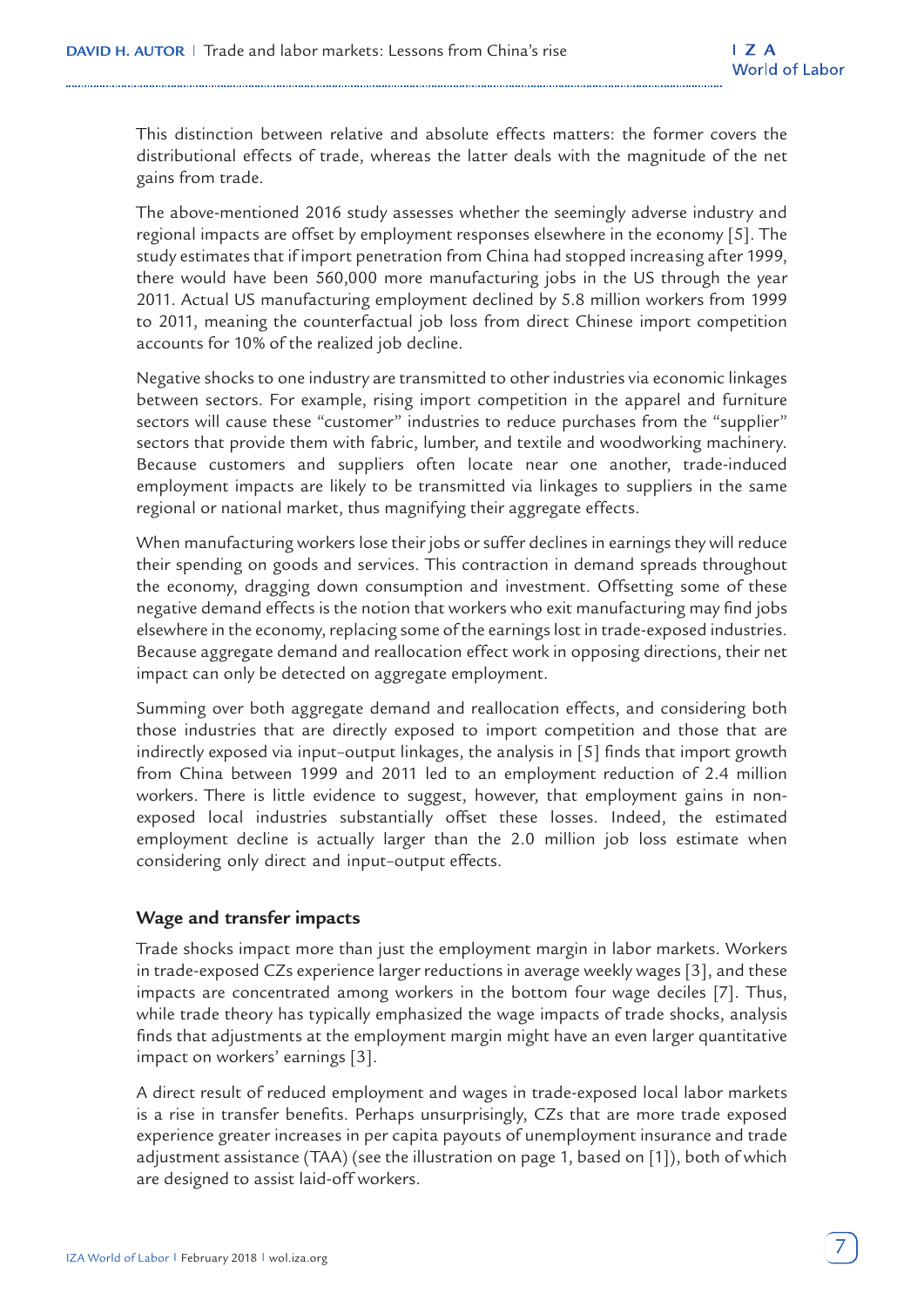This distinction between relative and absolute effects matters: the former covers the distributional effects of trade, whereas the latter deals with the magnitude of the net gains from trade.

The above-mentioned 2016 study assesses whether the seemingly adverse industry and regional impacts are offset by employment responses elsewhere in the economy [5]. The study estimates that if import penetration from China had stopped increasing after 1999, there would have been 560,000 more manufacturing jobs in the US through the year 2011. Actual US manufacturing employment declined by 5.8 million workers from 1999 to 2011, meaning the counterfactual job loss from direct Chinese import competition accounts for 10% of the realized job decline.

Negative shocks to one industry are transmitted to other industries via economic linkages between sectors. For example, rising import competition in the apparel and furniture sectors will cause these "customer" industries to reduce purchases from the "supplier" sectors that provide them with fabric, lumber, and textile and woodworking machinery. Because customers and suppliers often locate near one another, trade-induced employment impacts are likely to be transmitted via linkages to suppliers in the same regional or national market, thus magnifying their aggregate effects.

When manufacturing workers lose their jobs or suffer declines in earnings they will reduce their spending on goods and services. This contraction in demand spreads throughout the economy, dragging down consumption and investment. Offsetting some of these negative demand effects is the notion that workers who exit manufacturing may find jobs elsewhere in the economy, replacing some of the earnings lost in trade-exposed industries. Because aggregate demand and reallocation effect work in opposing directions, their net impact can only be detected on aggregate employment.

Summing over both aggregate demand and reallocation effects, and considering both those industries that are directly exposed to import competition and those that are indirectly exposed via input–output linkages, the analysis in [5] finds that import growth from China between 1999 and 2011 led to an employment reduction of 2.4 million workers. There is little evidence to suggest, however, that employment gains in non-exposed local industries substantially offset these losses. Indeed, the estimated employment decline is actually larger than the 2.0 million job loss estimate when considering only direct and input–output effects.

### Wage and transfer impacts

Trade shocks impact more than just the employment margin in labor markets. Workers in trade-exposed CZs experience larger reductions in average weekly wages [3], and these impacts are concentrated among workers in the bottom four wage deciles [7]. Thus, while trade theory has typically emphasized the wage impacts of trade shocks, analysis finds that adjustments at the employment margin might have an even larger quantitative impact on workers' earnings [3].

A direct result of reduced employment and wages in trade-exposed local labor markets is a rise in transfer benefits. Perhaps unsurprisingly, CZs that are more trade exposed experience greater increases in per capita payouts of unemployment insurance and trade adjustment assistance (TAA) (see the illustration on page 1, based on [1]), both of which are designed to assist laid-off workers.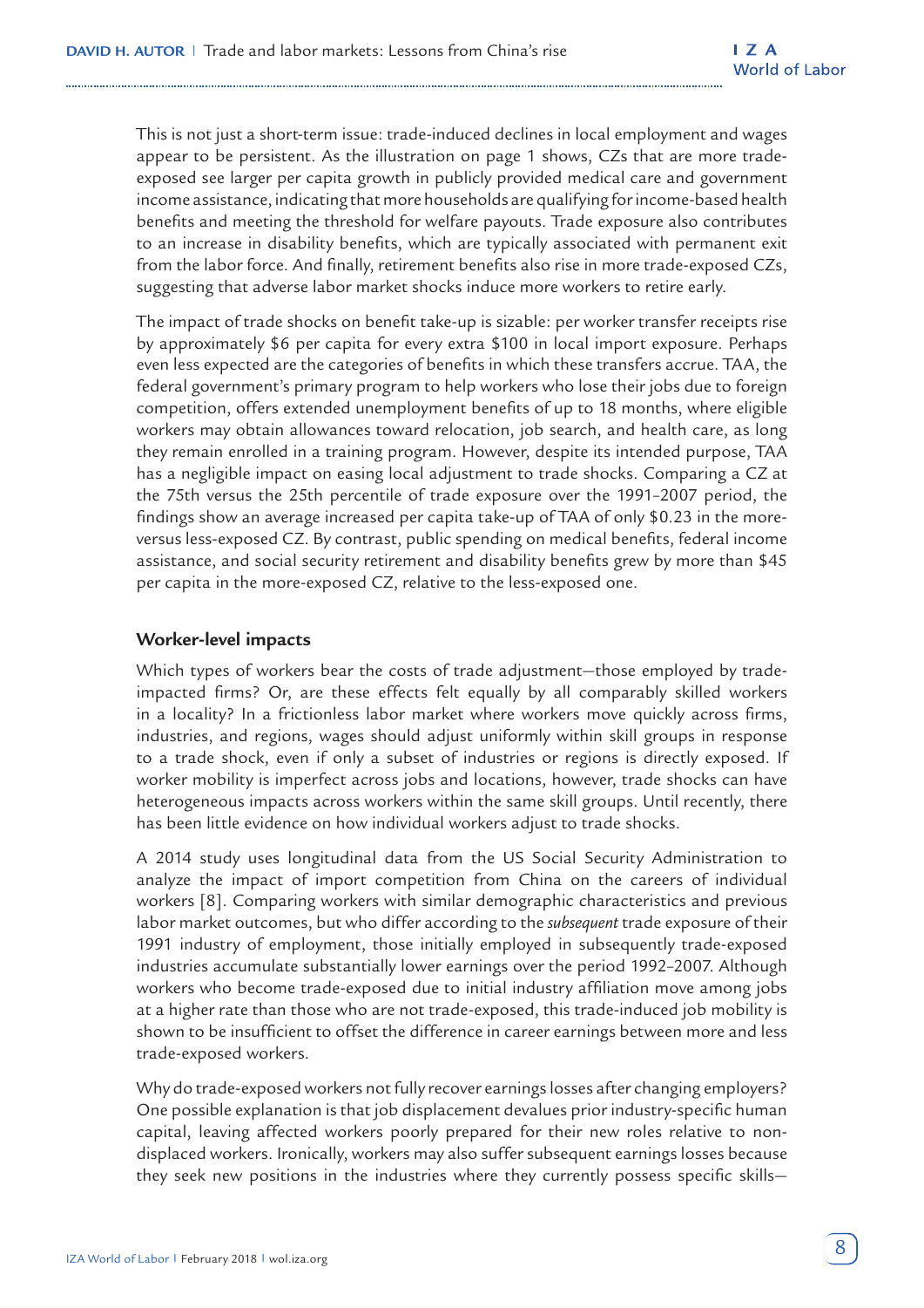This is not just a short-term issue: trade-induced declines in local employment and wages appear to be persistent. As the illustration on page 1 shows, CZs that are more trade-exposed see larger per capita growth in publicly provided medical care and government income assistance, indicating that more households are qualifying for income-based health benefits and meeting the threshold for welfare payouts. Trade exposure also contributes to an increase in disability benefits, which are typically associated with permanent exit from the labor force. And finally, retirement benefits also rise in more trade-exposed CZs, suggesting that adverse labor market shocks induce more workers to retire early.

The impact of trade shocks on benefit take-up is sizable: per worker transfer receipts rise by approximately $6 per capita for every extra $100 in local import exposure. Perhaps even less expected are the categories of benefits in which these transfers accrue. TAA, the federal government's primary program to help workers who lose their jobs due to foreign competition, offers extended unemployment benefits of up to 18 months, where eligible workers may obtain allowances toward relocation, job search, and health care, as long they remain enrolled in a training program. However, despite its intended purpose, TAA has a negligible impact on easing local adjustment to trade shocks. Comparing a CZ at the 75th versus the 25th percentile of trade exposure over the 1991–2007 period, the findings show an average increased per capita take-up of TAA of only $0.23 in the more- versus less-exposed CZ. By contrast, public spending on medical benefits, federal income assistance, and social security retirement and disability benefits grew by more than $45 per capita in the more-exposed CZ, relative to the less-exposed one.

### Worker-level impacts

Which types of workers bear the costs of trade adjustment—those employed by trade-impacted firms? Or, are these effects felt equally by all comparably skilled workers in a locality? In a frictionless labor market where workers move quickly across firms, industries, and regions, wages should adjust uniformly within skill groups in response to a trade shock, even if only a subset of industries or regions is directly exposed. If worker mobility is imperfect across jobs and locations, however, trade shocks can have heterogeneous impacts across workers within the same skill groups. Until recently, there has been little evidence on how individual workers adjust to trade shocks.

A 2014 study uses longitudinal data from the US Social Security Administration to analyze the impact of import competition from China on the careers of individual workers [8]. Comparing workers with similar demographic characteristics and previous labor market outcomes, but who differ according to the *subsequent* trade exposure of their 1991 industry of employment, those initially employed in subsequently trade-exposed industries accumulate substantially lower earnings over the period 1992–2007. Although workers who become trade-exposed due to initial industry affiliation move among jobs at a higher rate than those who are not trade-exposed, this trade-induced job mobility is shown to be insufficient to offset the difference in career earnings between more and less trade-exposed workers.

Why do trade-exposed workers not fully recover earnings losses after changing employers? One possible explanation is that job displacement devalues prior industry-specific human capital, leaving affected workers poorly prepared for their new roles relative to non-displaced workers. Ironically, workers may also suffer subsequent earnings losses because they seek new positions in the industries where they currently possess specific skills—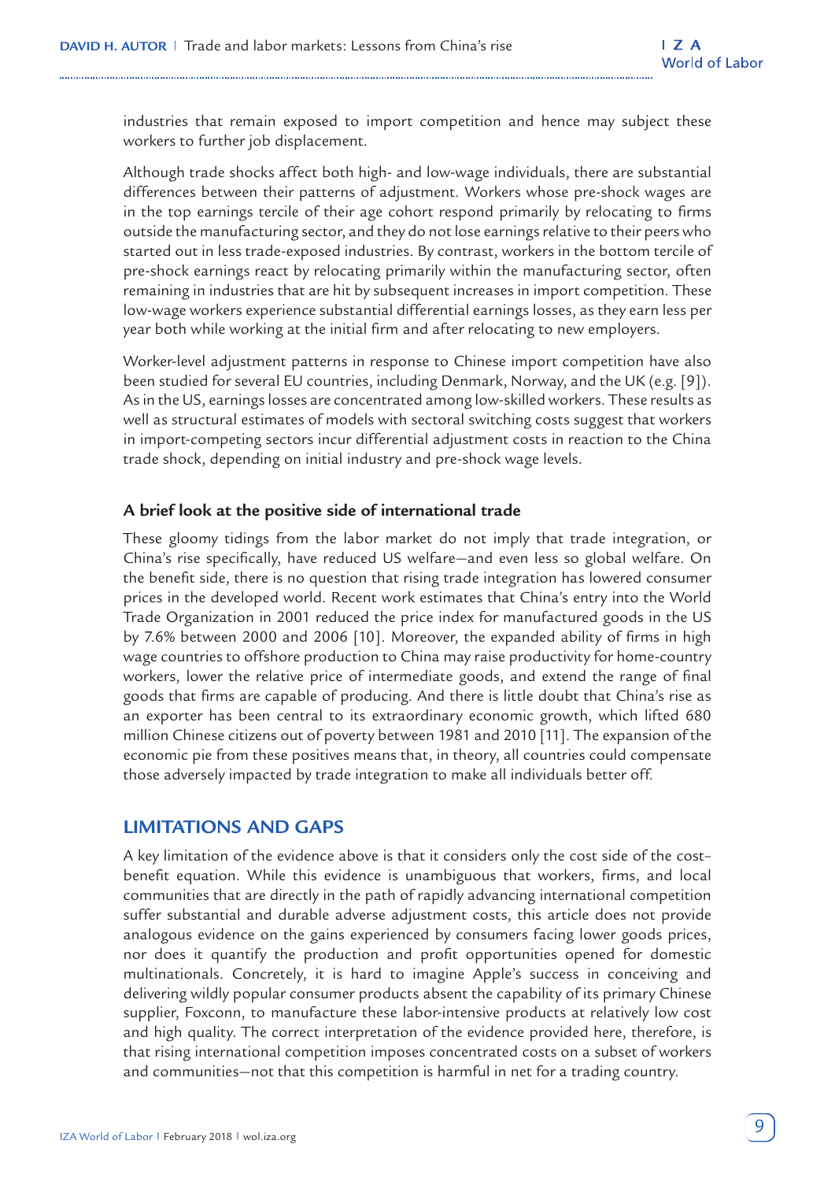industries that remain exposed to import competition and hence may subject these workers to further job displacement.

Although trade shocks affect both high- and low-wage individuals, there are substantial differences between their patterns of adjustment. Workers whose pre-shock wages are in the top earnings tercile of their age cohort respond primarily by relocating to firms outside the manufacturing sector, and they do not lose earnings relative to their peers who started out in less trade-exposed industries. By contrast, workers in the bottom tercile of pre-shock earnings react by relocating primarily within the manufacturing sector, often remaining in industries that are hit by subsequent increases in import competition. These low-wage workers experience substantial differential earnings losses, as they earn less per year both while working at the initial firm and after relocating to new employers.

Worker-level adjustment patterns in response to Chinese import competition have also been studied for several EU countries, including Denmark, Norway, and the UK (e.g. [9]). As in the US, earnings losses are concentrated among low-skilled workers. These results as well as structural estimates of models with sectoral switching costs suggest that workers in import-competing sectors incur differential adjustment costs in reaction to the China trade shock, depending on initial industry and pre-shock wage levels.

### A brief look at the positive side of international trade

These gloomy tidings from the labor market do not imply that trade integration, or China's rise specifically, have reduced US welfare—and even less so global welfare. On the benefit side, there is no question that rising trade integration has lowered consumer prices in the developed world. Recent work estimates that China's entry into the World Trade Organization in 2001 reduced the price index for manufactured goods in the US by 7.6% between 2000 and 2006 [10]. Moreover, the expanded ability of firms in high wage countries to offshore production to China may raise productivity for home-country workers, lower the relative price of intermediate goods, and extend the range of final goods that firms are capable of producing. And there is little doubt that China's rise as an exporter has been central to its extraordinary economic growth, which lifted 680 million Chinese citizens out of poverty between 1981 and 2010 [11]. The expansion of the economic pie from these positives means that, in theory, all countries could compensate those adversely impacted by trade integration to make all individuals better off.

## LIMITATIONS AND GAPS

A key limitation of the evidence above is that it considers only the cost side of the cost–benefit equation. While this evidence is unambiguous that workers, firms, and local communities that are directly in the path of rapidly advancing international competition suffer substantial and durable adverse adjustment costs, this article does not provide analogous evidence on the gains experienced by consumers facing lower goods prices, nor does it quantify the production and profit opportunities opened for domestic multinationals. Concretely, it is hard to imagine Apple's success in conceiving and delivering wildly popular consumer products absent the capability of its primary Chinese supplier, Foxconn, to manufacture these labor-intensive products at relatively low cost and high quality. The correct interpretation of the evidence provided here, therefore, is that rising international competition imposes concentrated costs on a subset of workers and communities—not that this competition is harmful in net for a trading country.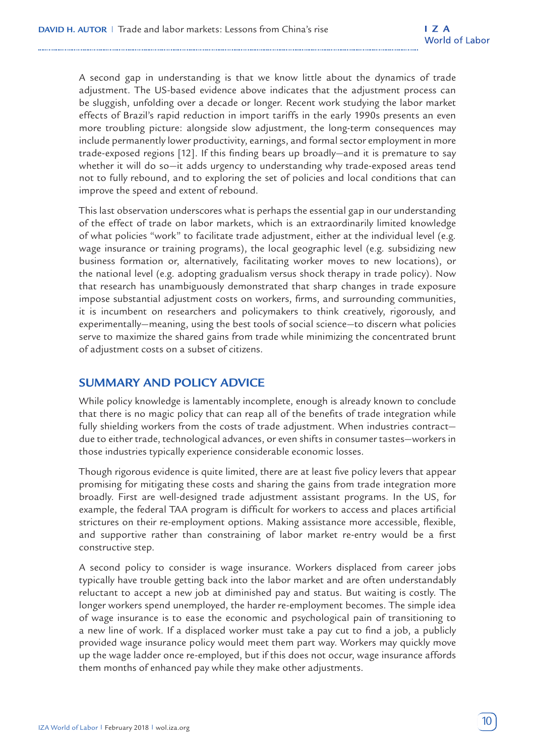A second gap in understanding is that we know little about the dynamics of trade adjustment. The US-based evidence above indicates that the adjustment process can be sluggish, unfolding over a decade or longer. Recent work studying the labor market effects of Brazil's rapid reduction in import tariffs in the early 1990s presents an even more troubling picture: alongside slow adjustment, the long-term consequences may include permanently lower productivity, earnings, and formal sector employment in more trade-exposed regions [12]. If this finding bears up broadly—and it is premature to say whether it will do so—it adds urgency to understanding why trade-exposed areas tend not to fully rebound, and to exploring the set of policies and local conditions that can improve the speed and extent of rebound.

This last observation underscores what is perhaps the essential gap in our understanding of the effect of trade on labor markets, which is an extraordinarily limited knowledge of what policies "work" to facilitate trade adjustment, either at the individual level (e.g. wage insurance or training programs), the local geographic level (e.g. subsidizing new business formation or, alternatively, facilitating worker moves to new locations), or the national level (e.g. adopting gradualism versus shock therapy in trade policy). Now that research has unambiguously demonstrated that sharp changes in trade exposure impose substantial adjustment costs on workers, firms, and surrounding communities, it is incumbent on researchers and policymakers to think creatively, rigorously, and experimentally—meaning, using the best tools of social science—to discern what policies serve to maximize the shared gains from trade while minimizing the concentrated brunt of adjustment costs on a subset of citizens.

## SUMMARY AND POLICY ADVICE

While policy knowledge is lamentably incomplete, enough is already known to conclude that there is no magic policy that can reap all of the benefits of trade integration while fully shielding workers from the costs of trade adjustment. When industries contract—due to either trade, technological advances, or even shifts in consumer tastes—workers in those industries typically experience considerable economic losses.

Though rigorous evidence is quite limited, there are at least five policy levers that appear promising for mitigating these costs and sharing the gains from trade integration more broadly. First are well-designed trade adjustment assistant programs. In the US, for example, the federal TAA program is difficult for workers to access and places artificial strictures on their re-employment options. Making assistance more accessible, flexible, and supportive rather than constraining of labor market re-entry would be a first constructive step.

A second policy to consider is wage insurance. Workers displaced from career jobs typically have trouble getting back into the labor market and are often understandably reluctant to accept a new job at diminished pay and status. But waiting is costly. The longer workers spend unemployed, the harder re-employment becomes. The simple idea of wage insurance is to ease the economic and psychological pain of transitioning to a new line of work. If a displaced worker must take a pay cut to find a job, a publicly provided wage insurance policy would meet them part way. Workers may quickly move up the wage ladder once re-employed, but if this does not occur, wage insurance affords them months of enhanced pay while they make other adjustments.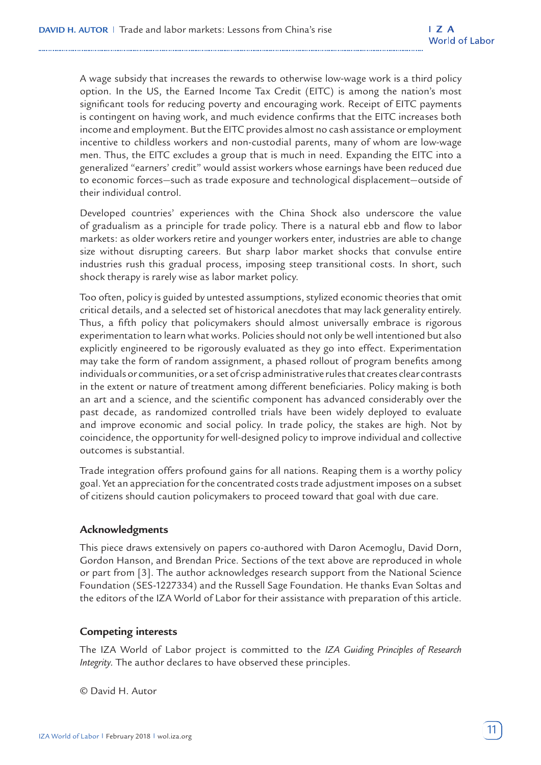A wage subsidy that increases the rewards to otherwise low-wage work is a third policy option. In the US, the Earned Income Tax Credit (EITC) is among the nation's most significant tools for reducing poverty and encouraging work. Receipt of EITC payments is contingent on having work, and much evidence confirms that the EITC increases both income and employment. But the EITC provides almost no cash assistance or employment incentive to childless workers and non-custodial parents, many of whom are low-wage men. Thus, the EITC excludes a group that is much in need. Expanding the EITC into a generalized "earners' credit" would assist workers whose earnings have been reduced due to economic forces—such as trade exposure and technological displacement—outside of their individual control.

Developed countries' experiences with the China Shock also underscore the value of gradualism as a principle for trade policy. There is a natural ebb and flow to labor markets: as older workers retire and younger workers enter, industries are able to change size without disrupting careers. But sharp labor market shocks that convulse entire industries rush this gradual process, imposing steep transitional costs. In short, such shock therapy is rarely wise as labor market policy.

Too often, policy is guided by untested assumptions, stylized economic theories that omit critical details, and a selected set of historical anecdotes that may lack generality entirely. Thus, a fifth policy that policymakers should almost universally embrace is rigorous experimentation to learn what works. Policies should not only be well intentioned but also explicitly engineered to be rigorously evaluated as they go into effect. Experimentation may take the form of random assignment, a phased rollout of program benefits among individuals or communities, or a set of crisp administrative rules that creates clear contrasts in the extent or nature of treatment among different beneficiaries. Policy making is both an art and a science, and the scientific component has advanced considerably over the past decade, as randomized controlled trials have been widely deployed to evaluate and improve economic and social policy. In trade policy, the stakes are high. Not by coincidence, the opportunity for well-designed policy to improve individual and collective outcomes is substantial.

Trade integration offers profound gains for all nations. Reaping them is a worthy policy goal. Yet an appreciation for the concentrated costs trade adjustment imposes on a subset of citizens should caution policymakers to proceed toward that goal with due care.

### Acknowledgments

This piece draws extensively on papers co-authored with Daron Acemoglu, David Dorn, Gordon Hanson, and Brendan Price. Sections of the text above are reproduced in whole or part from [3]. The author acknowledges research support from the National Science Foundation (SES-1227334) and the Russell Sage Foundation. He thanks Evan Soltas and the editors of the IZA World of Labor for their assistance with preparation of this article.

### Competing interests

The IZA World of Labor project is committed to the *IZA Guiding Principles of Research Integrity*. The author declares to have observed these principles.

© David H. Autor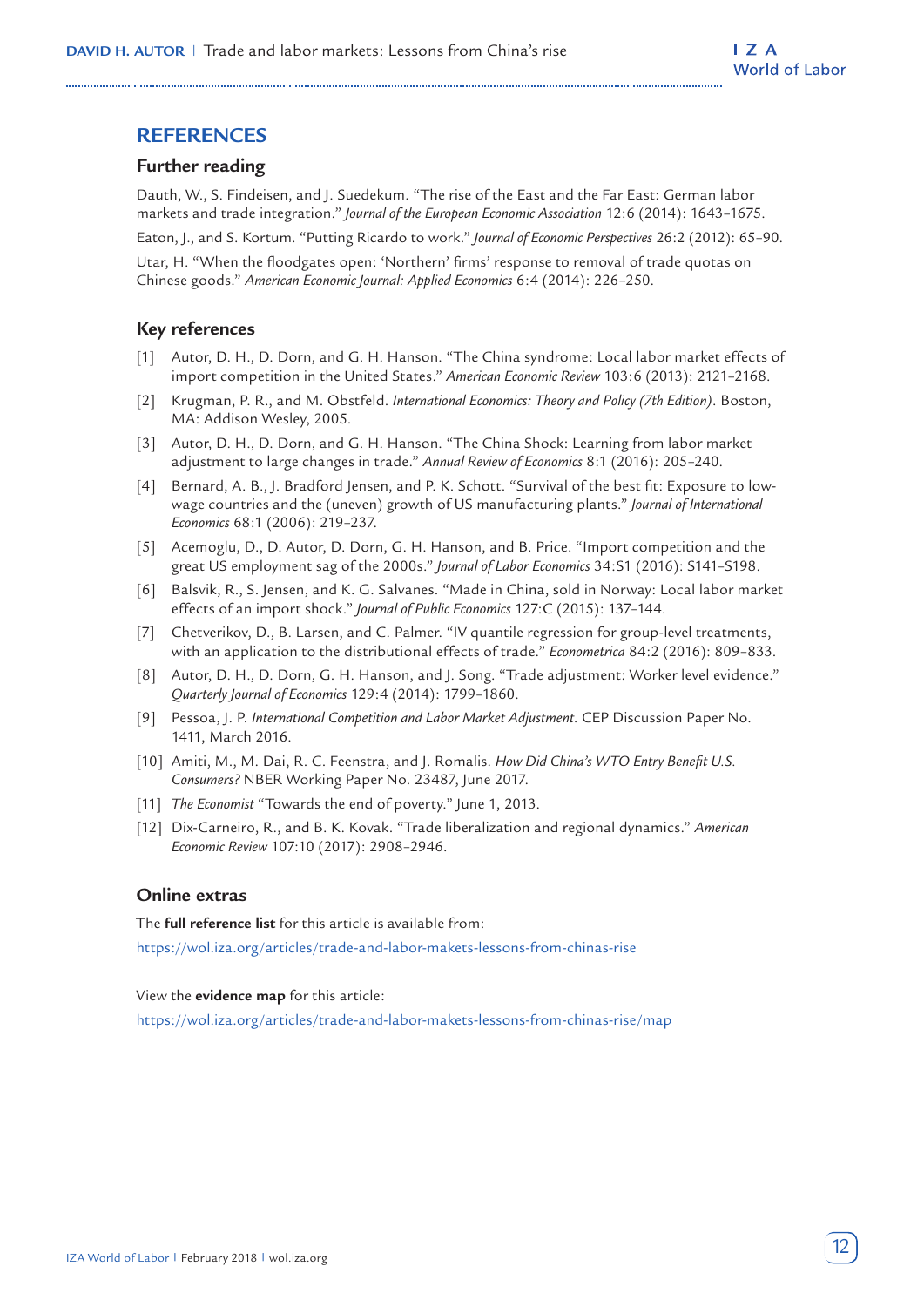## REFERENCES

### Further reading

Dauth, W., S. Findeisen, and J. Suedekum. "The rise of the East and the Far East: German labor markets and trade integration." *Journal of the European Economic Association* 12:6 (2014): 1643–1675.

Eaton, J., and S. Kortum. "Putting Ricardo to work." *Journal of Economic Perspectives* 26:2 (2012): 65–90.

Utar, H. "When the floodgates open: 'Northern' firms' response to removal of trade quotas on Chinese goods." *American Economic Journal: Applied Economics* 6:4 (2014): 226–250.

### Key references

[1] Autor, D. H., D. Dorn, and G. H. Hanson. "The China syndrome: Local labor market effects of import competition in the United States." *American Economic Review* 103:6 (2013): 2121–2168.

[2] Krugman, P. R., and M. Obstfeld. *International Economics: Theory and Policy (7th Edition)*. Boston, MA: Addison Wesley, 2005.

[3] Autor, D. H., D. Dorn, and G. H. Hanson. "The China Shock: Learning from labor market adjustment to large changes in trade." *Annual Review of Economics* 8:1 (2016): 205–240.

[4] Bernard, A. B., J. Bradford Jensen, and P. K. Schott. "Survival of the best fit: Exposure to low-wage countries and the (uneven) growth of US manufacturing plants." *Journal of International Economics* 68:1 (2006): 219–237.

[5] Acemoglu, D., D. Autor, D. Dorn, G. H. Hanson, and B. Price. "Import competition and the great US employment sag of the 2000s." *Journal of Labor Economics* 34:S1 (2016): S141–S198.

[6] Balsvik, R., S. Jensen, and K. G. Salvanes. "Made in China, sold in Norway: Local labor market effects of an import shock." *Journal of Public Economics* 127:C (2015): 137–144.

[7] Chetverikov, D., B. Larsen, and C. Palmer. "IV quantile regression for group-level treatments, with an application to the distributional effects of trade." *Econometrica* 84:2 (2016): 809–833.

[8] Autor, D. H., D. Dorn, G. H. Hanson, and J. Song. "Trade adjustment: Worker level evidence." *Quarterly Journal of Economics* 129:4 (2014): 1799–1860.

[9] Pessoa, J. P. *International Competition and Labor Market Adjustment.* CEP Discussion Paper No. 1411, March 2016.

[10] Amiti, M., M. Dai, R. C. Feenstra, and J. Romalis. *How Did China's WTO Entry Benefit U.S. Consumers?* NBER Working Paper No. 23487, June 2017.

[11] *The Economist* "Towards the end of poverty." June 1, 2013.

[12] Dix-Carneiro, R., and B. K. Kovak. "Trade liberalization and regional dynamics." *American Economic Review* 107:10 (2017): 2908–2946.

### Online extras

The **full reference list** for this article is available from:

https://wol.iza.org/articles/trade-and-labor-makets-lessons-from-chinas-rise

View the **evidence map** for this article:

https://wol.iza.org/articles/trade-and-labor-makets-lessons-from-chinas-rise/map